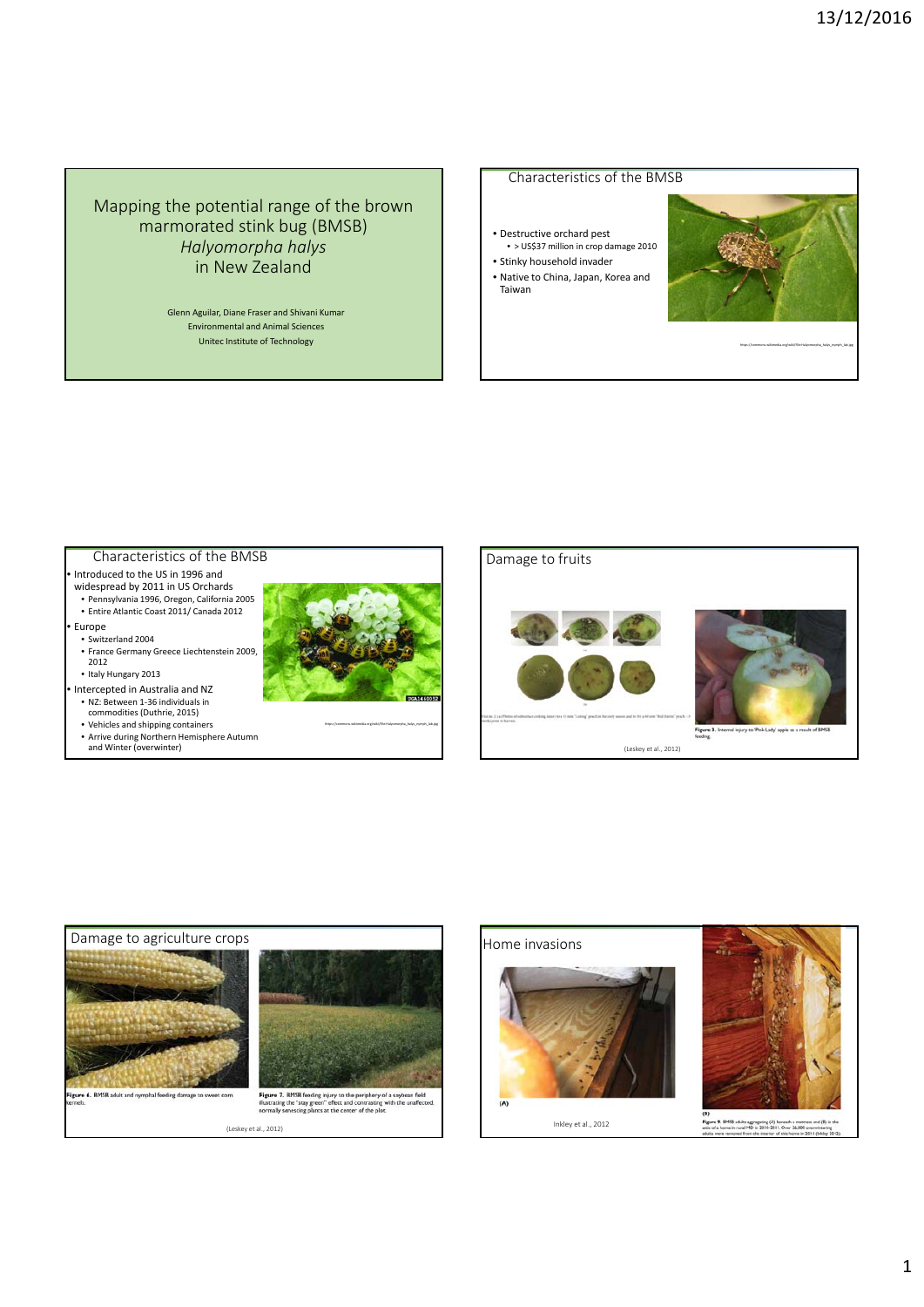# Mapping the potential range of the brown marmorated stink bug (BMSB) *Halyomorpha halys* in New Zealand

Glenn Aguilar, Diane Fraser and Shivani Kumar
Environmental and Animal Sciences
Unitec Institute of Technology

## Characteristics of the BMSB

- Destructive orchard pest
  - > US$37 million in crop damage 2010
- Stinky household invader
- Native to China, Japan, Korea and Taiwan

https://commons.wikimedia.org/wiki/File:Halyomorpha_halys_nymph_lab.jpg

## Characteristics of the BMSB

- Introduced to the US in 1996 and widespread by 2011 in US Orchards
  - Pennsylvania 1996, Oregon, California 2005
  - Entire Atlantic Coast 2011/ Canada 2012
- Europe
  - Switzerland 2004
  - France Germany Greece Liechtenstein 2009, 2012
  - Italy Hungary 2013
- Intercepted in Australia and NZ
  - NZ: Between 1-36 individuals in commodities (Duthrie, 2015)
  - Vehicles and shipping containers
  - Arrive during Northern Hemisphere Autumn and Winter (overwinter)

https://commons.wikimedia.org/wiki/File:Halyomorpha_halys_nymph_lab.jpg

## Damage to fruits

Figure 3. Internal injury to 'Pink Lady' apple as a result of BMSB feeding.

(Leskey et al., 2012)

## Damage to agriculture crops

Figure 6. BMSB adult and nymphal feeding damage to sweet corn kernels.

Figure 7. BMSB feeding injury to the periphery of a soybean field illustrating the "stay green" effect and contrasting with the unaffected, normally senescing plants at the center of the plot.

(Leskey et al., 2012)

## Home invasions

(A)

Inkley et al., 2012

(B)

Figure 9. BMSB adults aggregating (A) beneath a mattress and (B) in the attic of a home in rural MD in 2010-2011. Over 26,000 overwintering adults were removed from the interior of this home in 2011 (Inkley 2012).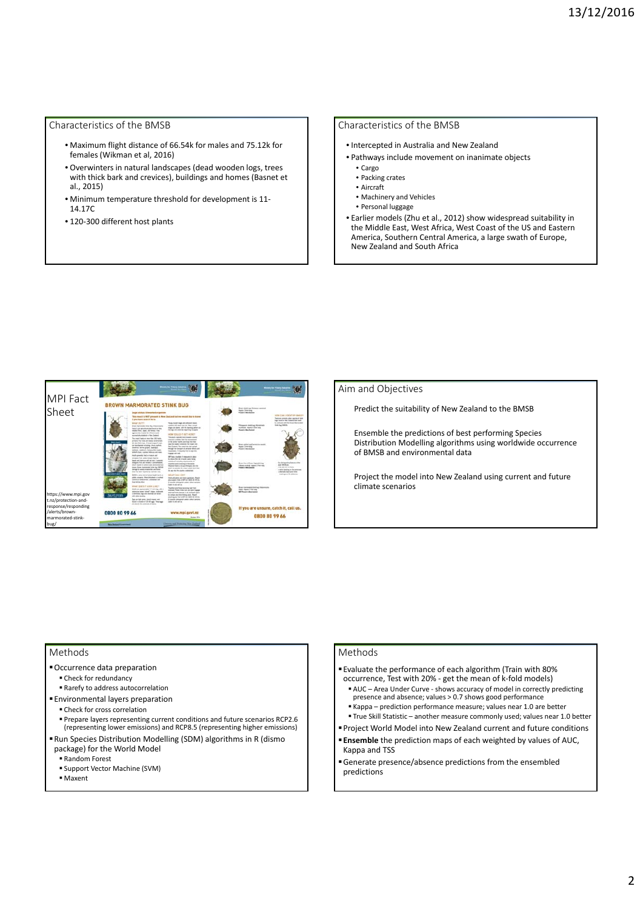## Characteristics of the BMSB

- Maximum flight distance of 66.54k for males and 75.12k for females (Wikman et al, 2016)
- Overwinters in natural landscapes (dead wooden logs, trees with thick bark and crevices), buildings and homes (Basnet et al., 2015)
- Minimum temperature threshold for development is 11-14.17C
- 120-300 different host plants

## Characteristics of the BMSB

- Intercepted in Australia and New Zealand
- Pathways include movement on inanimate objects
  - Cargo
  - Packing crates
  - Aircraft
  - Machinery and Vehicles
  - Personal luggage
- Earlier models (Zhu et al., 2012) show widespread suitability in the Middle East, West Africa, West Coast of the US and Eastern America, Southern Central America, a large swath of Europe, New Zealand and South Africa

## MPI Fact Sheet

https://www.mpi.govt.nz/protection-and-response/responding/alerts/brown-marmorated-stink-bug/

## Aim and Objectives

Predict the suitability of New Zealand to the BMSB

Ensemble the predictions of best performing Species Distribution Modelling algorithms using worldwide occurrence of BMSB and environmental data

Project the model into New Zealand using current and future climate scenarios

## Methods

- Occurrence data preparation
  - Check for redundancy
  - Rarefy to address autocorrelation
- Environmental layers preparation
  - Check for cross correlation
  - Prepare layers representing current conditions and future scenarios RCP2.6 (representing lower emissions) and RCP8.5 (representing higher emissions)
- Run Species Distribution Modelling (SDM) algorithms in R (dismo package) for the World Model
  - Random Forest
  - Support Vector Machine (SVM)
  - Maxent

## Methods

- Evaluate the performance of each algorithm (Train with 80% occurrence, Test with 20% - get the mean of k-fold models)
  - AUC – Area Under Curve - shows accuracy of model in correctly predicting presence and absence; values > 0.7 shows good performance
  - Kappa – prediction performance measure; values near 1.0 are better
  - True Skill Statistic – another measure commonly used; values near 1.0 better
- Project World Model into New Zealand current and future conditions
- **Ensemble** the prediction maps of each weighted by values of AUC, Kappa and TSS
- Generate presence/absence predictions from the ensembled predictions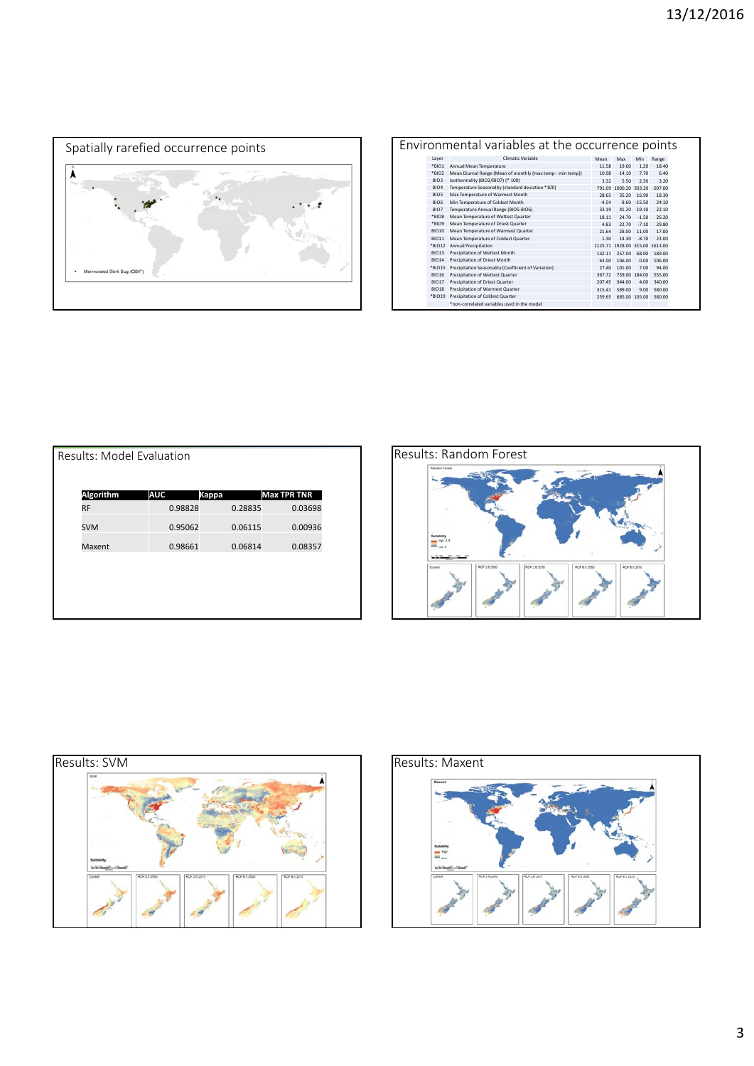## Spatially rarefied occurrence points

Marmorated Stink Bug (GBIF)

## Environmental variables at the occurrence points

| Layer | Climatic Variable | Mean | Max | Min | Range |
|---|---|---|---|---|---|
| *BIO1 | Annual Mean Temperature | 11.58 | 19.60 | 1.20 | 18.40 |
| *BIO2 | Mean Diurnal Range (Mean of monthly (max temp - min temp)) | 10.98 | 14.10 | 7.70 | 6.40 |
| BIO3 | Isothermality (BIO2/BIO7) (* 100) | 3.32 | 5.50 | 2.30 | 3.20 |
| BIO4 | Temperature Seasonality (standard deviation *100) | 791.09 | 1000.20 | 303.20 | 697.00 |
| BIO5 | Max Temperature of Warmest Month | 28.65 | 35.20 | 16.90 | 18.30 |
| BIO6 | Min Temperature of Coldest Month | -4.54 | 8.60 | -15.50 | 24.10 |
| BIO7 | Temperature Annual Range (BIO5-BIO6) | 33.19 | 41.20 | 19.10 | 22.10 |
| *BIO8 | Mean Temperature of Wettest Quarter | 18.11 | 24.70 | -1.50 | 26.20 |
| *BIO9 | Mean Temperature of Driest Quarter | 4.83 | 22.70 | -7.10 | 29.80 |
| BIO10 | Mean Temperature of Warmest Quarter | 21.64 | 28.00 | 11.00 | 17.00 |
| BIO11 | Mean Temperature of Coldest Quarter | 1.30 | 14.30 | -8.70 | 23.00 |
| *BIO12 | Annual Precipitation | 1125.71 | 1928.00 | 315.00 | 1613.00 |
| BIO13 | Precipitation of Wettest Month | 132.11 | 257.00 | 68.00 | 189.00 |
| BIO14 | Precipitation of Driest Month | 63.00 | 106.00 | 0.00 | 106.00 |
| *BIO15 | Precipitation Seasonality (Coefficient of Variation) | 27.40 | 101.00 | 7.00 | 94.00 |
| BIO16 | Precipitation of Wettest Quarter | 367.72 | 739.00 | 184.00 | 555.00 |
| BIO17 | Precipitation of Driest Quarter | 207.45 | 344.00 | 4.00 | 340.00 |
| BIO18 | Precipitation of Warmest Quarter | 315.41 | 589.00 | 9.00 | 580.00 |
| *BIO19 | Precipitation of Coldest Quarter | 259.65 | 685.00 | 105.00 | 580.00 |

*non-correlated variables used in the model

## Results: Model Evaluation

| Algorithm | AUC | Kappa | Max TPR TNR |
|---|---|---|---|
| RF | 0.98828 | 0.28835 | 0.03698 |
| SVM | 0.95062 | 0.06115 | 0.00936 |
| Maxent | 0.98661 | 0.06814 | 0.08357 |

## Results: Random Forest

## Results: SVM

## Results: Maxent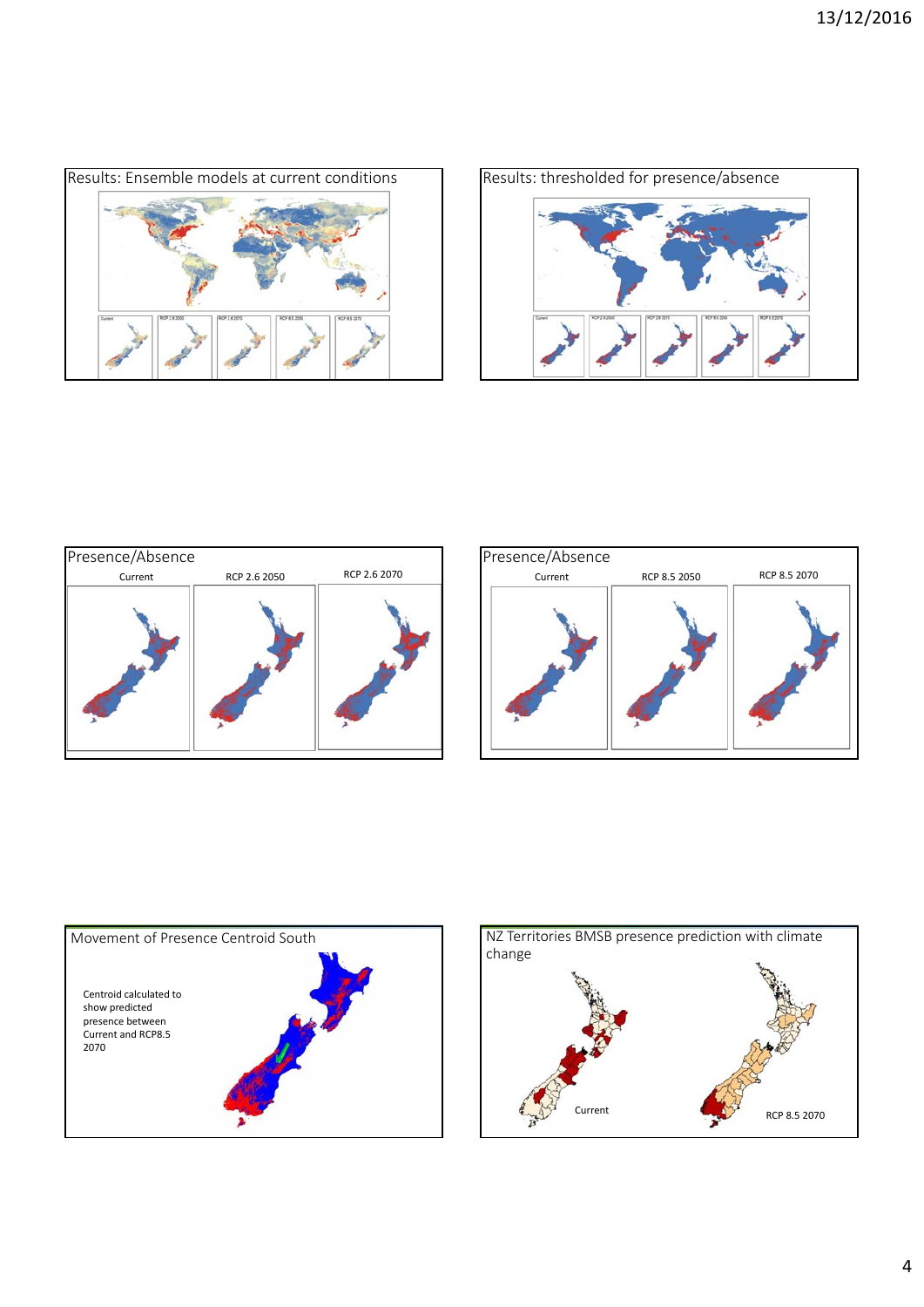## Results: Ensemble models at current conditions

## Results: thresholded for presence/absence

## Presence/Absence

Current | RCP 2.6 2050 | RCP 2.6 2070

## Presence/Absence

Current | RCP 8.5 2050 | RCP 8.5 2070

## Movement of Presence Centroid South

Centroid calculated to show predicted presence between Current and RCP8.5 2070

## NZ Territories BMSB presence prediction with climate change

Current

RCP 8.5 2070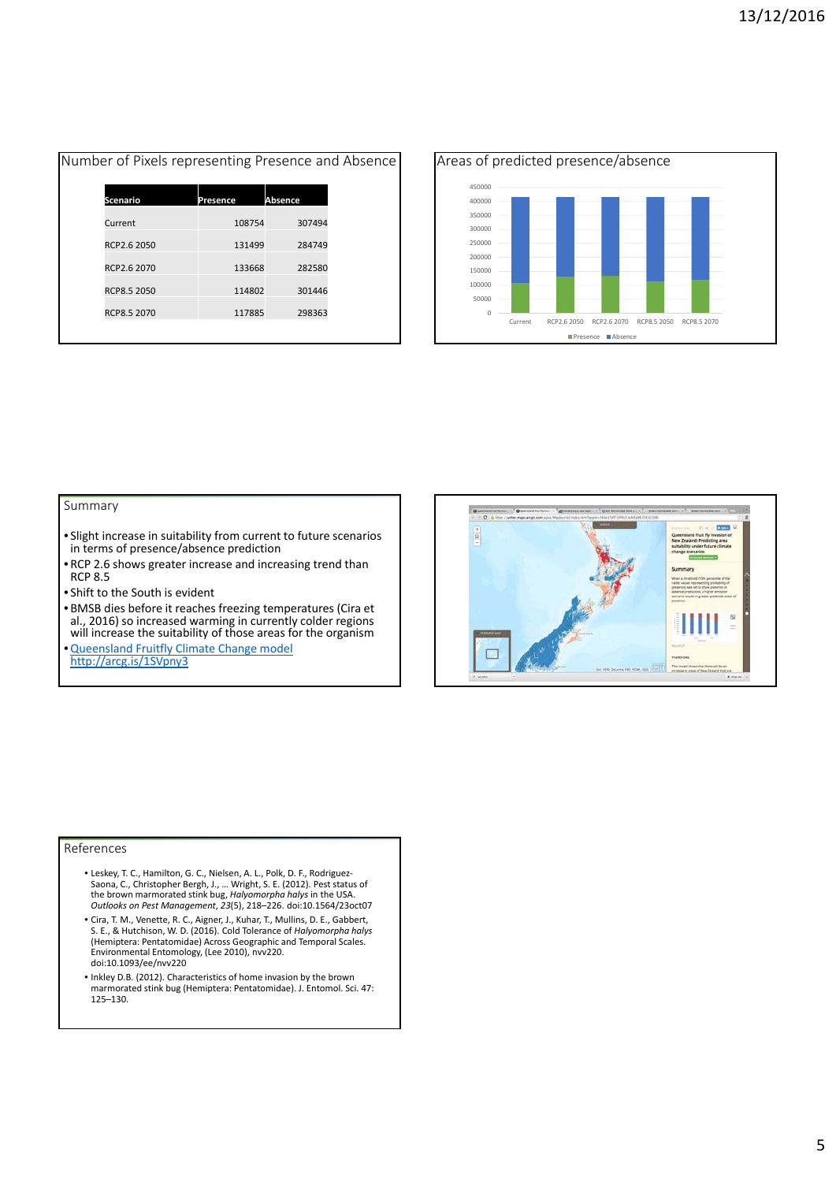## Number of Pixels representing Presence and Absence

| Scenario | Presence | Absence |
| --- | --- | --- |
| Current | 108754 | 307494 |
| RCP2.6 2050 | 131499 | 284749 |
| RCP2.6 2070 | 133668 | 282580 |
| RCP8.5 2050 | 114802 | 301446 |
| RCP8.5 2070 | 117885 | 298363 |

## Areas of predicted presence/absence

450000
400000
350000
300000
250000
200000
150000
100000
50000
0

Current RCP2.6 2050 RCP2.6 2070 RCP8.5 2050 RCP8.5 2070

Presence Absence

## Summary

- Slight increase in suitability from current to future scenarios in terms of presence/absence prediction
- RCP 2.6 shows greater increase and increasing trend than RCP 8.5
- Shift to the South is evident
- BMSB dies before it reaches freezing temperatures (Cira et al., 2016) so increased warming in currently colder regions will increase the suitability of those areas for the organism
- [Queensland Fruitfly Climate Change model](http://arcg.is/1SVpny3) [http://arcg.is/1SVpny3](http://arcg.is/1SVpny3)

## References

- Leskey, T. C., Hamilton, G. C., Nielsen, A. L., Polk, D. F., Rodriguez-Saona, C., Christopher Bergh, J., … Wright, S. E. (2012). Pest status of the brown marmorated stink bug, *Halyomorpha halys* in the USA. *Outlooks on Pest Management*, *23*(5), 218–226. doi:10.1564/23oct07
- Cira, T. M., Venette, R. C., Aigner, J., Kuhar, T., Mullins, D. E., Gabbert, S. E., & Hutchison, W. D. (2016). Cold Tolerance of *Halyomorpha halys* (Hemiptera: Pentatomidae) Across Geographic and Temporal Scales. Environmental Entomology, (Lee 2010), nvv220. doi:10.1093/ee/nvv220
- Inkley D.B. (2012). Characteristics of home invasion by the brown marmorated stink bug (Hemiptera: Pentatomidae). J. Entomol. Sci. 47: 125–130.